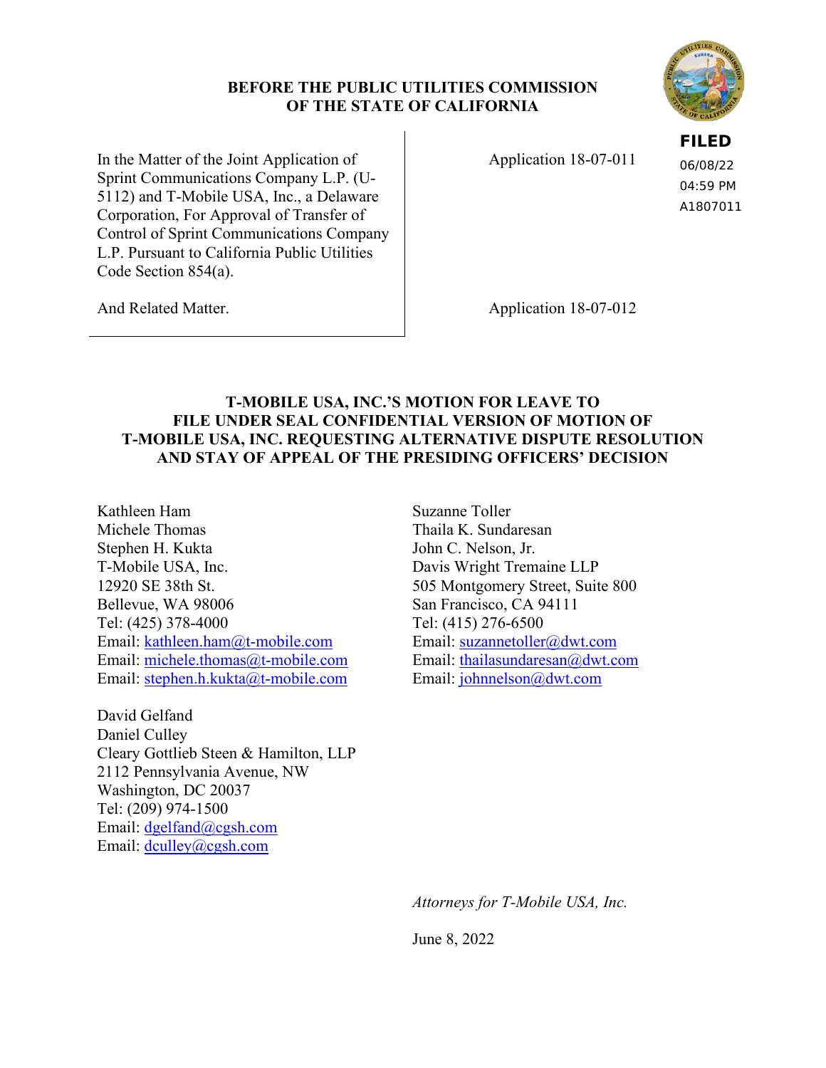**BEFORE THE PUBLIC UTILITIES COMMISSION**
**OF THE STATE OF CALIFORNIA**

**FILED**
06/08/22
04:59 PM
A1807011

| | |
|---|---|
| In the Matter of the Joint Application of Sprint Communications Company L.P. (U-5112) and T-Mobile USA, Inc., a Delaware Corporation, For Approval of Transfer of Control of Sprint Communications Company L.P. Pursuant to California Public Utilities Code Section 854(a). | Application 18-07-011 |
| And Related Matter. | Application 18-07-012 |

## T-MOBILE USA, INC.'S MOTION FOR LEAVE TO FILE UNDER SEAL CONFIDENTIAL VERSION OF MOTION OF T-MOBILE USA, INC. REQUESTING ALTERNATIVE DISPUTE RESOLUTION AND STAY OF APPEAL OF THE PRESIDING OFFICERS' DECISION

Kathleen Ham
Michele Thomas
Stephen H. Kukta
T-Mobile USA, Inc.
12920 SE 38th St.
Bellevue, WA 98006
Tel: (425) 378-4000
Email: kathleen.ham@t-mobile.com
Email: michele.thomas@t-mobile.com
Email: stephen.h.kukta@t-mobile.com

David Gelfand
Daniel Culley
Cleary Gottlieb Steen & Hamilton, LLP
2112 Pennsylvania Avenue, NW
Washington, DC 20037
Tel: (209) 974-1500
Email: dgelfand@cgsh.com
Email: dculley@cgsh.com

Suzanne Toller
Thaila K. Sundaresan
John C. Nelson, Jr.
Davis Wright Tremaine LLP
505 Montgomery Street, Suite 800
San Francisco, CA 94111
Tel: (415) 276-6500
Email: suzannetoller@dwt.com
Email: thailasundaresan@dwt.com
Email: johnnelson@dwt.com

*Attorneys for T-Mobile USA, Inc.*

June 8, 2022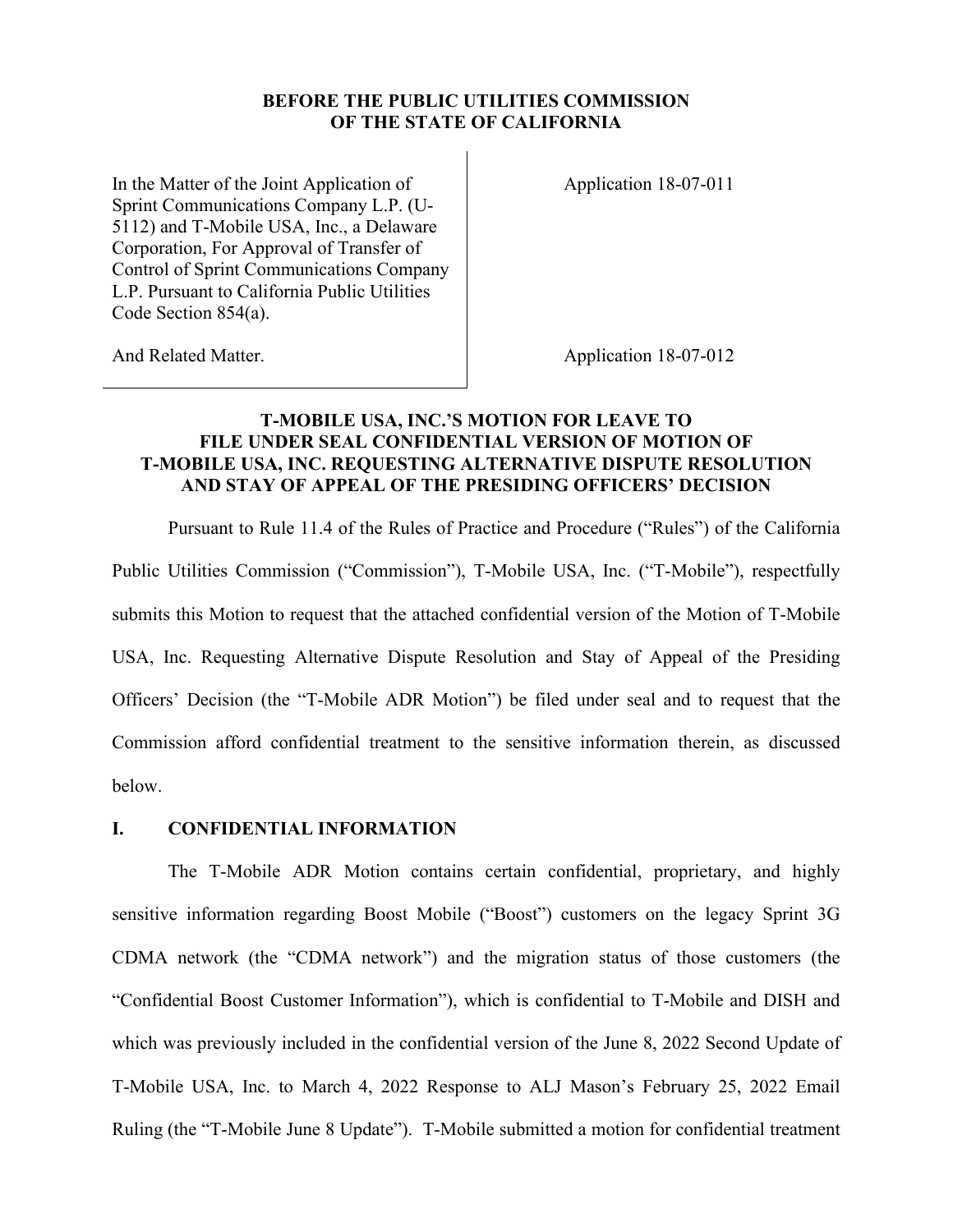**BEFORE THE PUBLIC UTILITIES COMMISSION OF THE STATE OF CALIFORNIA**

| | |
|---|---|
| In the Matter of the Joint Application of Sprint Communications Company L.P. (U-5112) and T-Mobile USA, Inc., a Delaware Corporation, For Approval of Transfer of Control of Sprint Communications Company L.P. Pursuant to California Public Utilities Code Section 854(a). | Application 18-07-011 |
| And Related Matter. | Application 18-07-012 |

**T-MOBILE USA, INC.'S MOTION FOR LEAVE TO FILE UNDER SEAL CONFIDENTIAL VERSION OF MOTION OF T-MOBILE USA, INC. REQUESTING ALTERNATIVE DISPUTE RESOLUTION AND STAY OF APPEAL OF THE PRESIDING OFFICERS' DECISION**

Pursuant to Rule 11.4 of the Rules of Practice and Procedure ("Rules") of the California Public Utilities Commission ("Commission"), T-Mobile USA, Inc. ("T-Mobile"), respectfully submits this Motion to request that the attached confidential version of the Motion of T-Mobile USA, Inc. Requesting Alternative Dispute Resolution and Stay of Appeal of the Presiding Officers' Decision (the "T-Mobile ADR Motion") be filed under seal and to request that the Commission afford confidential treatment to the sensitive information therein, as discussed below.

## I. CONFIDENTIAL INFORMATION

The T-Mobile ADR Motion contains certain confidential, proprietary, and highly sensitive information regarding Boost Mobile ("Boost") customers on the legacy Sprint 3G CDMA network (the "CDMA network") and the migration status of those customers (the "Confidential Boost Customer Information"), which is confidential to T-Mobile and DISH and which was previously included in the confidential version of the June 8, 2022 Second Update of T-Mobile USA, Inc. to March 4, 2022 Response to ALJ Mason's February 25, 2022 Email Ruling (the "T-Mobile June 8 Update"). T-Mobile submitted a motion for confidential treatment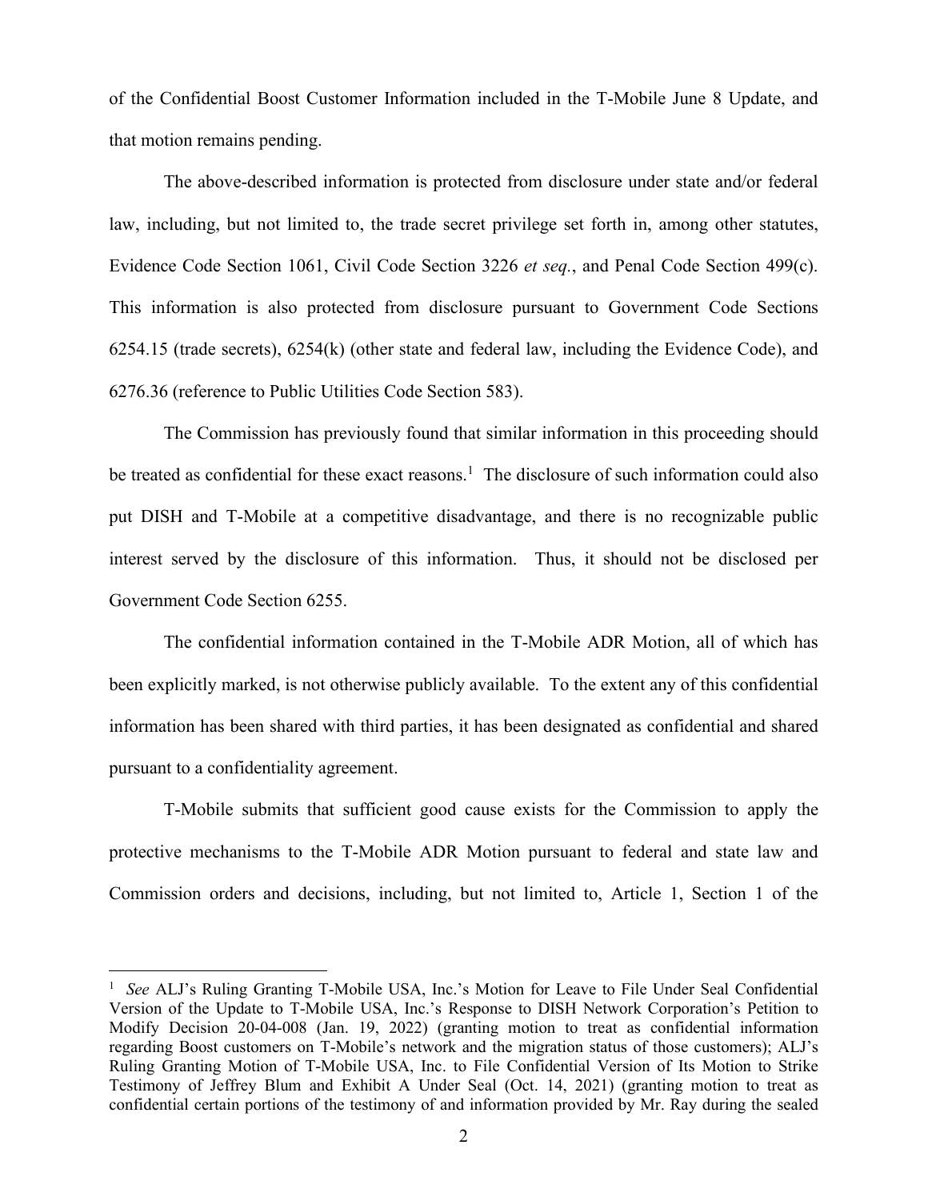of the Confidential Boost Customer Information included in the T-Mobile June 8 Update, and that motion remains pending.

The above-described information is protected from disclosure under state and/or federal law, including, but not limited to, the trade secret privilege set forth in, among other statutes, Evidence Code Section 1061, Civil Code Section 3226 *et seq.*, and Penal Code Section 499(c). This information is also protected from disclosure pursuant to Government Code Sections 6254.15 (trade secrets), 6254(k) (other state and federal law, including the Evidence Code), and 6276.36 (reference to Public Utilities Code Section 583).

The Commission has previously found that similar information in this proceeding should be treated as confidential for these exact reasons.[1] The disclosure of such information could also put DISH and T-Mobile at a competitive disadvantage, and there is no recognizable public interest served by the disclosure of this information. Thus, it should not be disclosed per Government Code Section 6255.

The confidential information contained in the T-Mobile ADR Motion, all of which has been explicitly marked, is not otherwise publicly available. To the extent any of this confidential information has been shared with third parties, it has been designated as confidential and shared pursuant to a confidentiality agreement.

T-Mobile submits that sufficient good cause exists for the Commission to apply the protective mechanisms to the T-Mobile ADR Motion pursuant to federal and state law and Commission orders and decisions, including, but not limited to, Article 1, Section 1 of the

---

[1] *See* ALJ's Ruling Granting T-Mobile USA, Inc.'s Motion for Leave to File Under Seal Confidential Version of the Update to T-Mobile USA, Inc.'s Response to DISH Network Corporation's Petition to Modify Decision 20-04-008 (Jan. 19, 2022) (granting motion to treat as confidential information regarding Boost customers on T-Mobile's network and the migration status of those customers); ALJ's Ruling Granting Motion of T-Mobile USA, Inc. to File Confidential Version of Its Motion to Strike Testimony of Jeffrey Blum and Exhibit A Under Seal (Oct. 14, 2021) (granting motion to treat as confidential certain portions of the testimony of and information provided by Mr. Ray during the sealed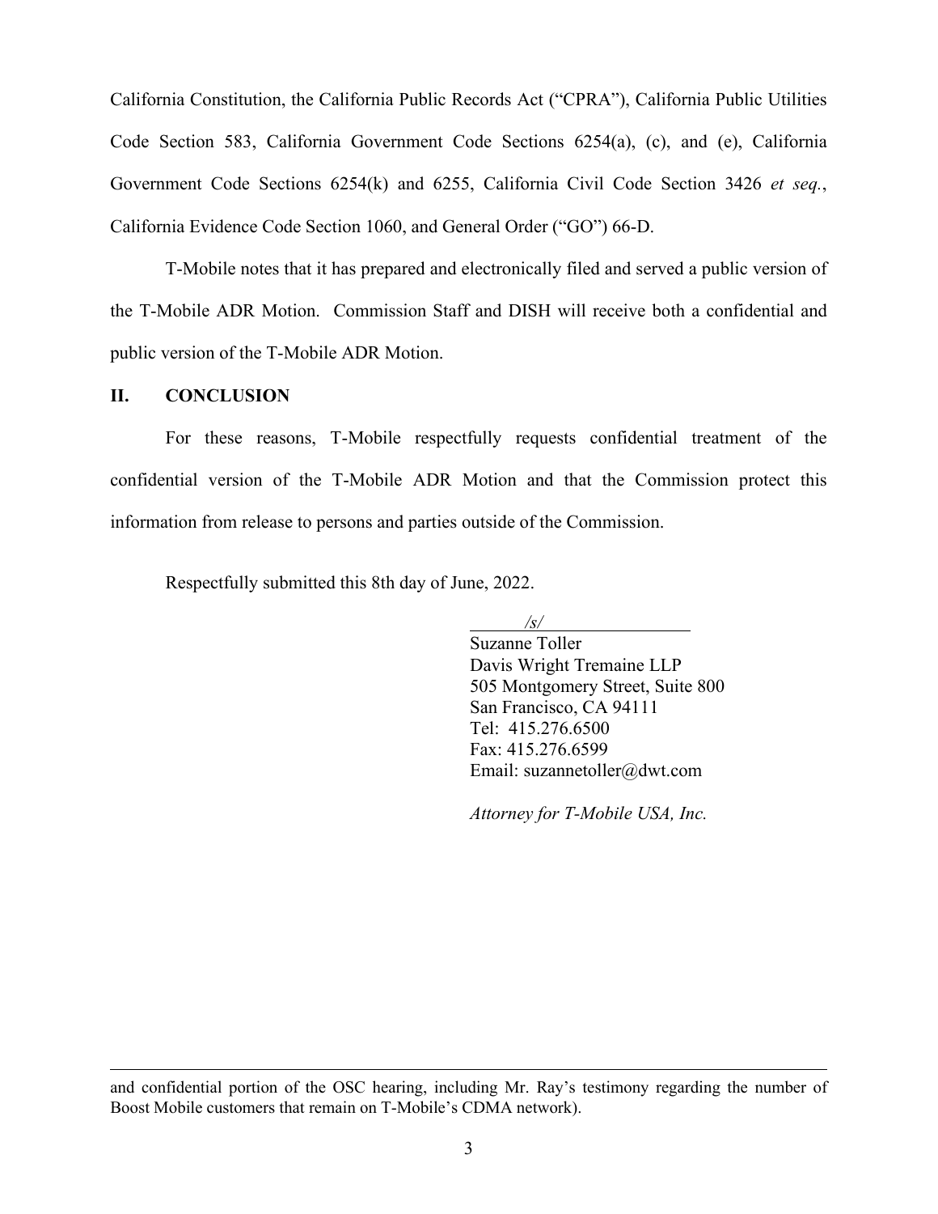California Constitution, the California Public Records Act ("CPRA"), California Public Utilities Code Section 583, California Government Code Sections 6254(a), (c), and (e), California Government Code Sections 6254(k) and 6255, California Civil Code Section 3426 *et seq.*, California Evidence Code Section 1060, and General Order ("GO") 66-D.

T-Mobile notes that it has prepared and electronically filed and served a public version of the T-Mobile ADR Motion. Commission Staff and DISH will receive both a confidential and public version of the T-Mobile ADR Motion.

## II. CONCLUSION

For these reasons, T-Mobile respectfully requests confidential treatment of the confidential version of the T-Mobile ADR Motion and that the Commission protect this information from release to persons and parties outside of the Commission.

Respectfully submitted this 8th day of June, 2022.

*/s/*
Suzanne Toller
Davis Wright Tremaine LLP
505 Montgomery Street, Suite 800
San Francisco, CA 94111
Tel: 415.276.6500
Fax: 415.276.6599
Email: suzannetoller@dwt.com

*Attorney for T-Mobile USA, Inc.*

---

and confidential portion of the OSC hearing, including Mr. Ray's testimony regarding the number of Boost Mobile customers that remain on T-Mobile's CDMA network).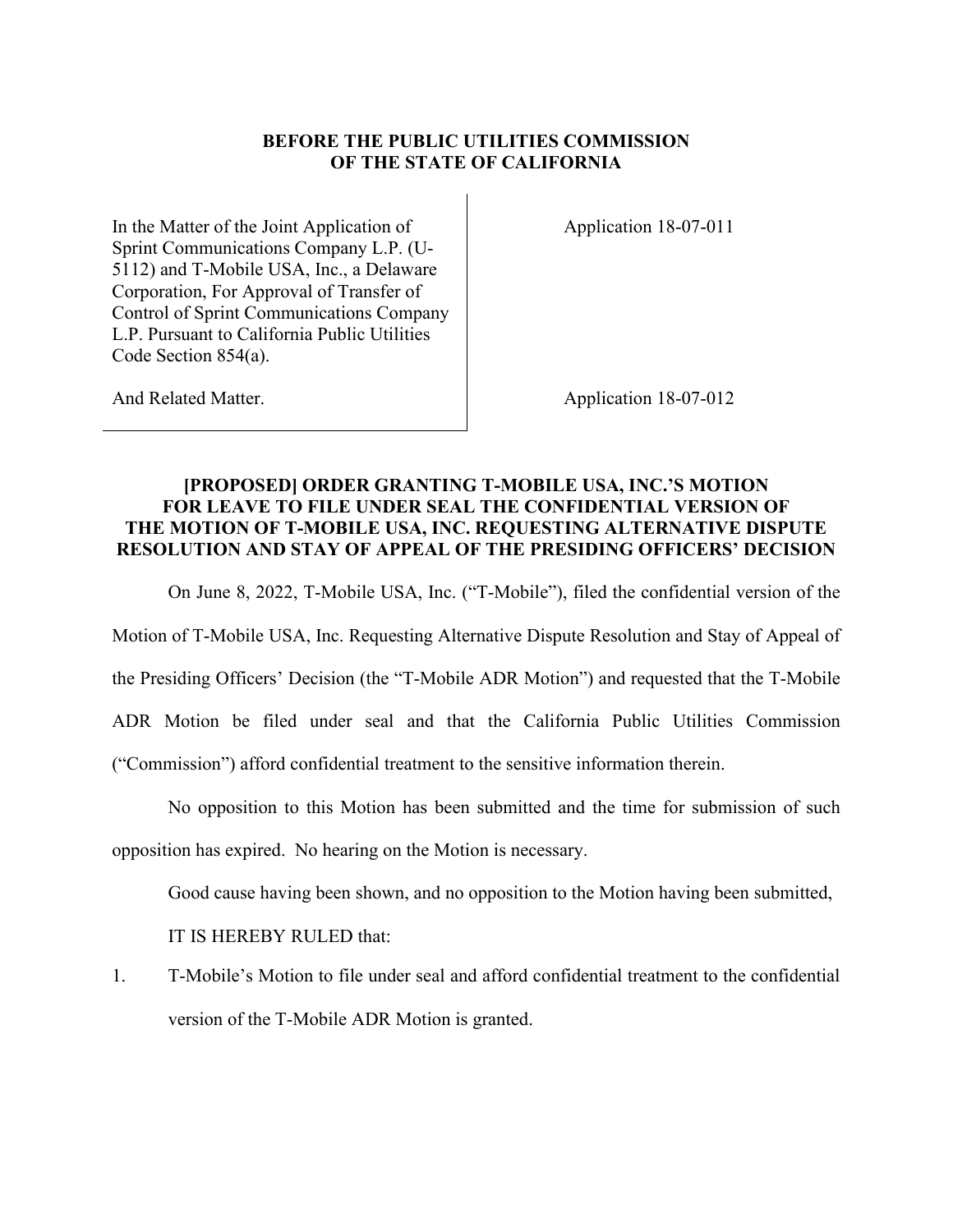**BEFORE THE PUBLIC UTILITIES COMMISSION OF THE STATE OF CALIFORNIA**

| | |
|---|---|
| In the Matter of the Joint Application of Sprint Communications Company L.P. (U-5112) and T-Mobile USA, Inc., a Delaware Corporation, For Approval of Transfer of Control of Sprint Communications Company L.P. Pursuant to California Public Utilities Code Section 854(a). | Application 18-07-011 |
| And Related Matter. | Application 18-07-012 |

**[PROPOSED] ORDER GRANTING T-MOBILE USA, INC.'S MOTION FOR LEAVE TO FILE UNDER SEAL THE CONFIDENTIAL VERSION OF THE MOTION OF T-MOBILE USA, INC. REQUESTING ALTERNATIVE DISPUTE RESOLUTION AND STAY OF APPEAL OF THE PRESIDING OFFICERS' DECISION**

On June 8, 2022, T-Mobile USA, Inc. ("T-Mobile"), filed the confidential version of the Motion of T-Mobile USA, Inc. Requesting Alternative Dispute Resolution and Stay of Appeal of the Presiding Officers' Decision (the "T-Mobile ADR Motion") and requested that the T-Mobile ADR Motion be filed under seal and that the California Public Utilities Commission ("Commission") afford confidential treatment to the sensitive information therein.

No opposition to this Motion has been submitted and the time for submission of such opposition has expired. No hearing on the Motion is necessary.

Good cause having been shown, and no opposition to the Motion having been submitted,

IT IS HEREBY RULED that:

1. T-Mobile's Motion to file under seal and afford confidential treatment to the confidential version of the T-Mobile ADR Motion is granted.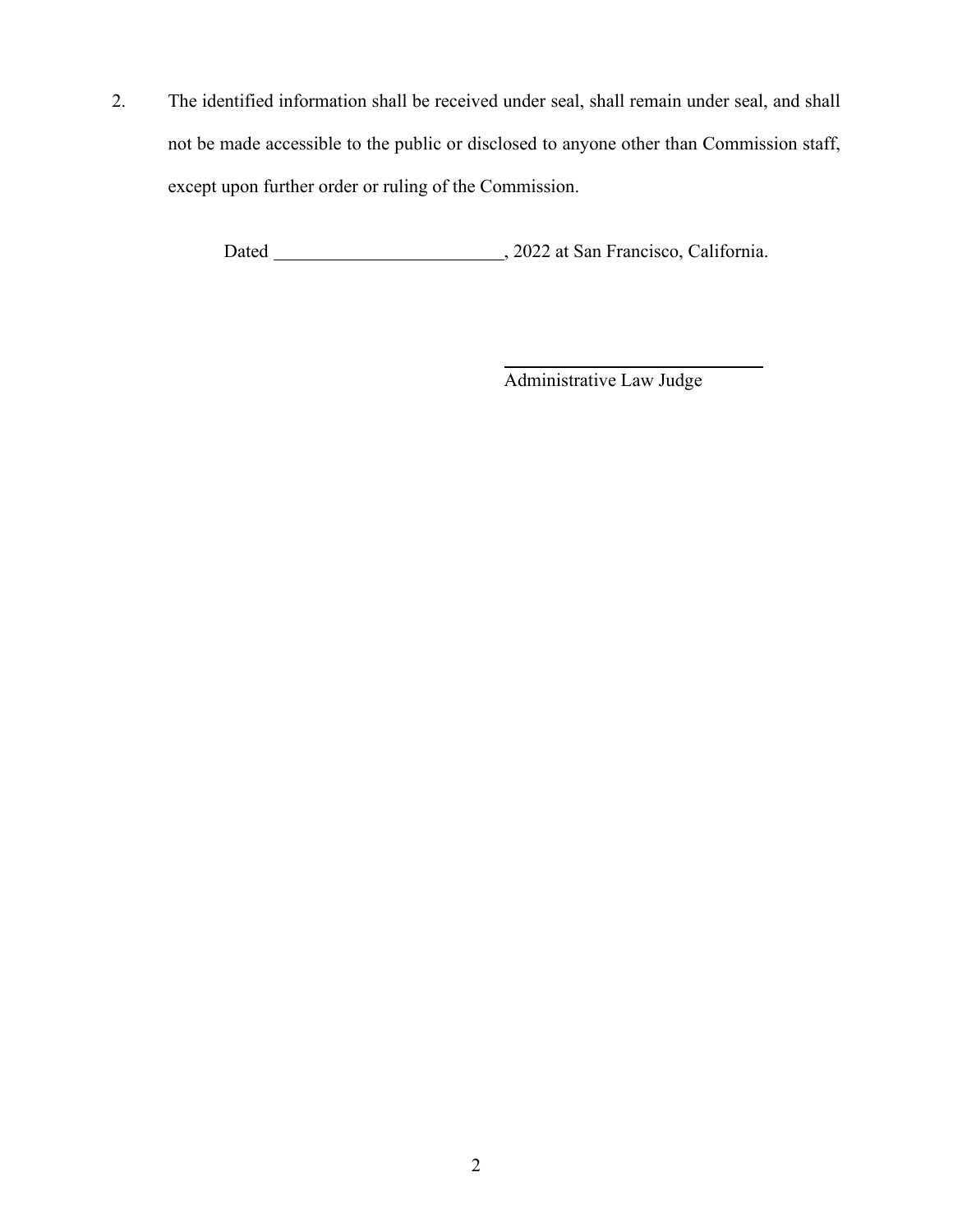2. The identified information shall be received under seal, shall remain under seal, and shall not be made accessible to the public or disclosed to anyone other than Commission staff, except upon further order or ruling of the Commission.

Dated ________________________, 2022 at San Francisco, California.

____________________________

Administrative Law Judge